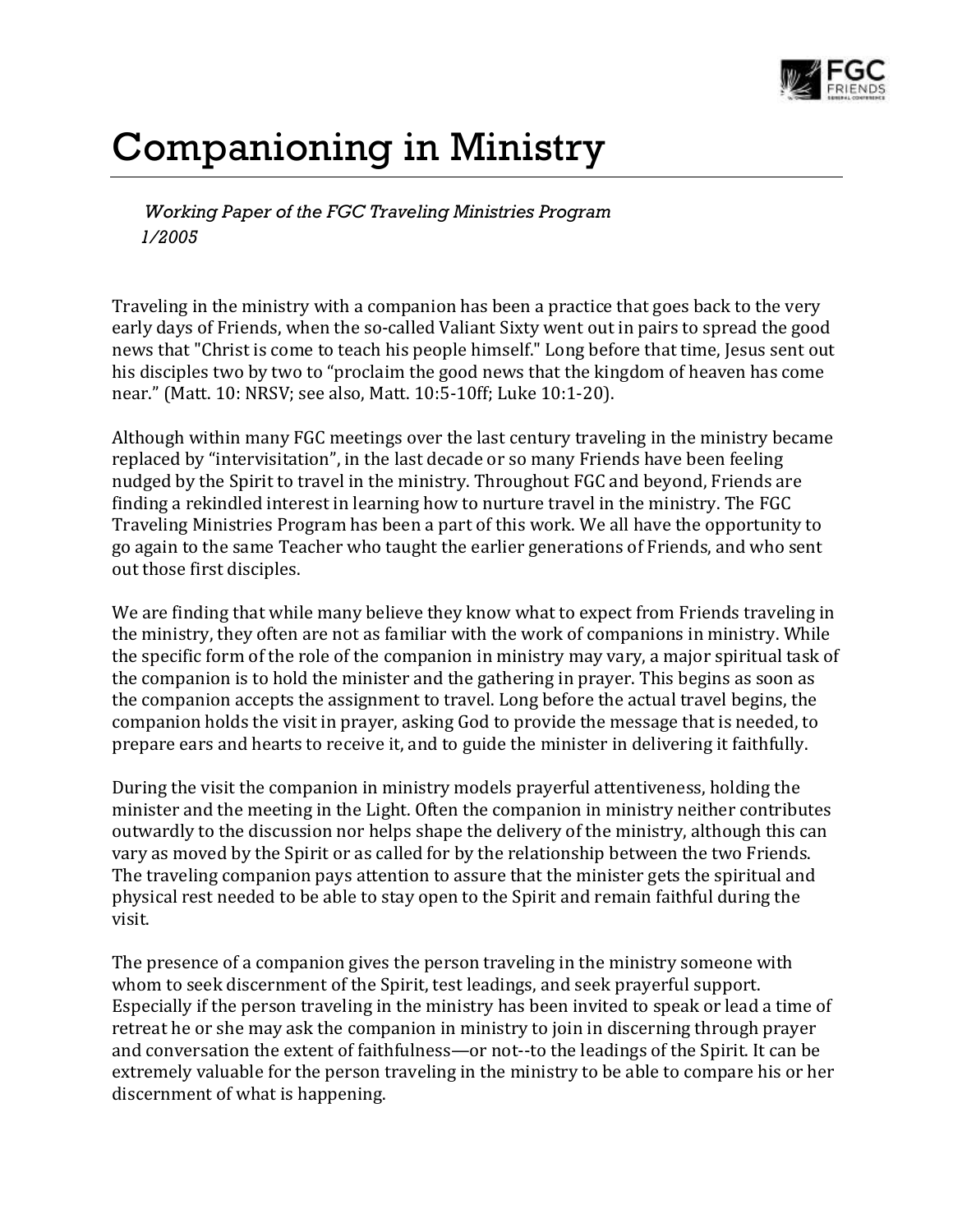# Companioning in Ministry

*Working Paper of the FGC Traveling Ministries Program*
*1/2005*

Traveling in the ministry with a companion has been a practice that goes back to the very early days of Friends, when the so-called Valiant Sixty went out in pairs to spread the good news that "Christ is come to teach his people himself." Long before that time, Jesus sent out his disciples two by two to "proclaim the good news that the kingdom of heaven has come near." (Matt. 10: NRSV; see also, Matt. 10:5-10ff; Luke 10:1-20).

Although within many FGC meetings over the last century traveling in the ministry became replaced by "intervisitation", in the last decade or so many Friends have been feeling nudged by the Spirit to travel in the ministry. Throughout FGC and beyond, Friends are finding a rekindled interest in learning how to nurture travel in the ministry. The FGC Traveling Ministries Program has been a part of this work. We all have the opportunity to go again to the same Teacher who taught the earlier generations of Friends, and who sent out those first disciples.

We are finding that while many believe they know what to expect from Friends traveling in the ministry, they often are not as familiar with the work of companions in ministry. While the specific form of the role of the companion in ministry may vary, a major spiritual task of the companion is to hold the minister and the gathering in prayer. This begins as soon as the companion accepts the assignment to travel. Long before the actual travel begins, the companion holds the visit in prayer, asking God to provide the message that is needed, to prepare ears and hearts to receive it, and to guide the minister in delivering it faithfully.

During the visit the companion in ministry models prayerful attentiveness, holding the minister and the meeting in the Light. Often the companion in ministry neither contributes outwardly to the discussion nor helps shape the delivery of the ministry, although this can vary as moved by the Spirit or as called for by the relationship between the two Friends. The traveling companion pays attention to assure that the minister gets the spiritual and physical rest needed to be able to stay open to the Spirit and remain faithful during the visit.

The presence of a companion gives the person traveling in the ministry someone with whom to seek discernment of the Spirit, test leadings, and seek prayerful support. Especially if the person traveling in the ministry has been invited to speak or lead a time of retreat he or she may ask the companion in ministry to join in discerning through prayer and conversation the extent of faithfulness—or not--to the leadings of the Spirit. It can be extremely valuable for the person traveling in the ministry to be able to compare his or her discernment of what is happening.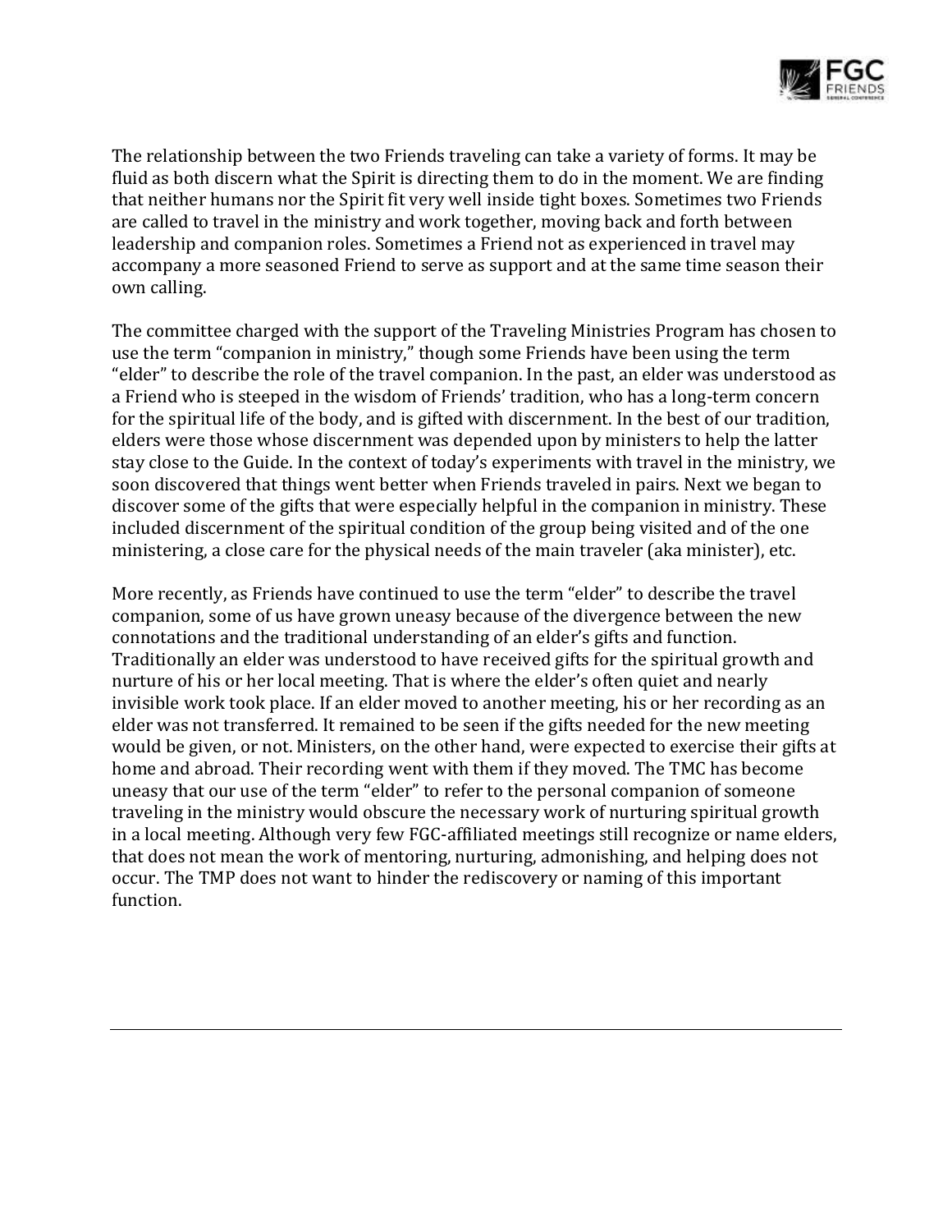The relationship between the two Friends traveling can take a variety of forms. It may be fluid as both discern what the Spirit is directing them to do in the moment. We are finding that neither humans nor the Spirit fit very well inside tight boxes. Sometimes two Friends are called to travel in the ministry and work together, moving back and forth between leadership and companion roles. Sometimes a Friend not as experienced in travel may accompany a more seasoned Friend to serve as support and at the same time season their own calling.

The committee charged with the support of the Traveling Ministries Program has chosen to use the term "companion in ministry," though some Friends have been using the term "elder" to describe the role of the travel companion. In the past, an elder was understood as a Friend who is steeped in the wisdom of Friends' tradition, who has a long-term concern for the spiritual life of the body, and is gifted with discernment. In the best of our tradition, elders were those whose discernment was depended upon by ministers to help the latter stay close to the Guide. In the context of today's experiments with travel in the ministry, we soon discovered that things went better when Friends traveled in pairs. Next we began to discover some of the gifts that were especially helpful in the companion in ministry. These included discernment of the spiritual condition of the group being visited and of the one ministering, a close care for the physical needs of the main traveler (aka minister), etc.

More recently, as Friends have continued to use the term "elder" to describe the travel companion, some of us have grown uneasy because of the divergence between the new connotations and the traditional understanding of an elder's gifts and function. Traditionally an elder was understood to have received gifts for the spiritual growth and nurture of his or her local meeting. That is where the elder's often quiet and nearly invisible work took place. If an elder moved to another meeting, his or her recording as an elder was not transferred. It remained to be seen if the gifts needed for the new meeting would be given, or not. Ministers, on the other hand, were expected to exercise their gifts at home and abroad. Their recording went with them if they moved. The TMC has become uneasy that our use of the term "elder" to refer to the personal companion of someone traveling in the ministry would obscure the necessary work of nurturing spiritual growth in a local meeting. Although very few FGC-affiliated meetings still recognize or name elders, that does not mean the work of mentoring, nurturing, admonishing, and helping does not occur. The TMP does not want to hinder the rediscovery or naming of this important function.